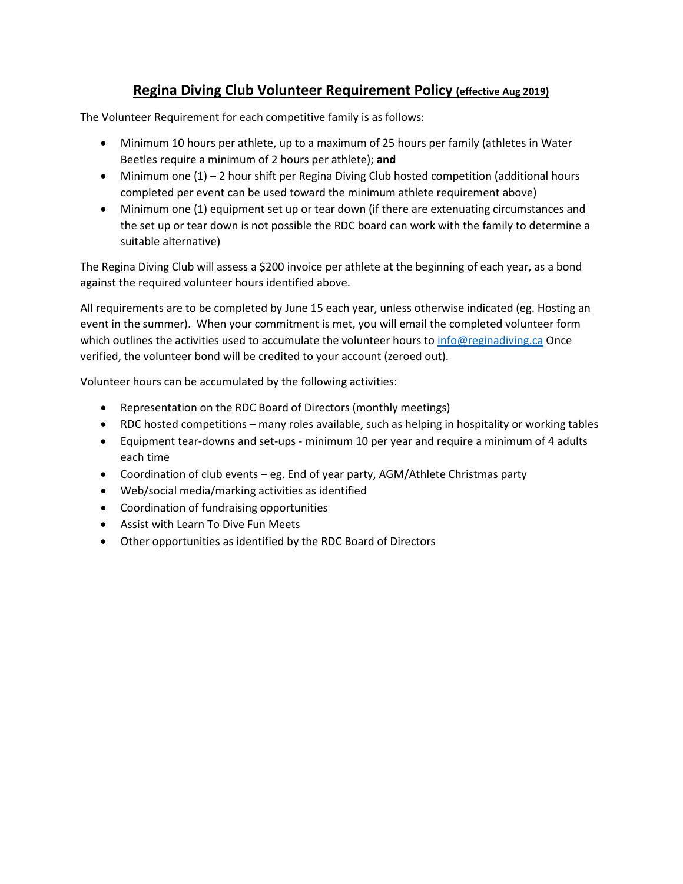# Regina Diving Club Volunteer Requirement Policy (effective Aug 2019)

The Volunteer Requirement for each competitive family is as follows:

- Minimum 10 hours per athlete, up to a maximum of 25 hours per family (athletes in Water Beetles require a minimum of 2 hours per athlete); **and**
- Minimum one (1) – 2 hour shift per Regina Diving Club hosted competition (additional hours completed per event can be used toward the minimum athlete requirement above)
- Minimum one (1) equipment set up or tear down (if there are extenuating circumstances and the set up or tear down is not possible the RDC board can work with the family to determine a suitable alternative)

The Regina Diving Club will assess a $200 invoice per athlete at the beginning of each year, as a bond against the required volunteer hours identified above.

All requirements are to be completed by June 15 each year, unless otherwise indicated (eg. Hosting an event in the summer). When your commitment is met, you will email the completed volunteer form which outlines the activities used to accumulate the volunteer hours to info@reginadiving.ca Once verified, the volunteer bond will be credited to your account (zeroed out).

Volunteer hours can be accumulated by the following activities:

- Representation on the RDC Board of Directors (monthly meetings)
- RDC hosted competitions – many roles available, such as helping in hospitality or working tables
- Equipment tear-downs and set-ups - minimum 10 per year and require a minimum of 4 adults each time
- Coordination of club events – eg. End of year party, AGM/Athlete Christmas party
- Web/social media/marking activities as identified
- Coordination of fundraising opportunities
- Assist with Learn To Dive Fun Meets
- Other opportunities as identified by the RDC Board of Directors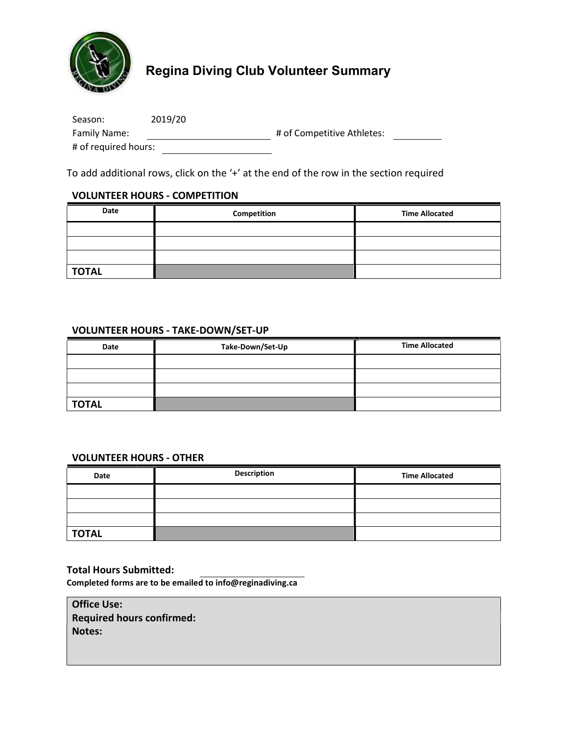# Regina Diving Club Volunteer Summary

Season: 2019/20

Family Name: ______________________ # of Competitive Athletes: __________

# of required hours: ______________________

To add additional rows, click on the '+' at the end of the row in the section required

## VOLUNTEER HOURS - COMPETITION

| Date | Competition | Time Allocated |
|---|---|---|
| | | |
| | | |
| | | |
| **TOTAL** | | |

## VOLUNTEER HOURS - TAKE-DOWN/SET-UP

| Date | Take-Down/Set-Up | Time Allocated |
|---|---|---|
| | | |
| | | |
| | | |
| **TOTAL** | | |

## VOLUNTEER HOURS - OTHER

| Date | Description | Time Allocated |
|---|---|---|
| | | |
| | | |
| | | |
| **TOTAL** | | |

**Total Hours Submitted:** ______________________

**Completed forms are to be emailed to info@reginadiving.ca**

**Office Use:**
**Required hours confirmed:**
**Notes:**